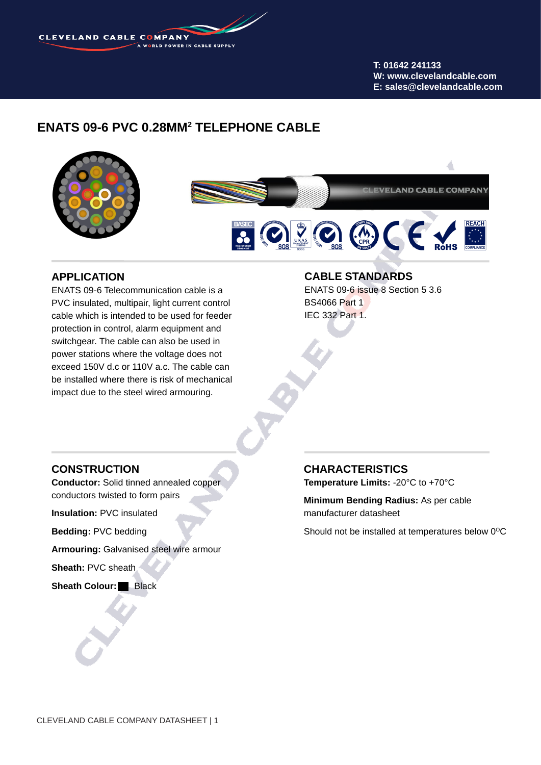# ENATS 09-6 PVC 0.28MM$^2$ TELEPHONE CABLE

## APPLICATION

ENATS 09-6 Telecommunication cable is a PVC insulated, multipair, light current control cable which is intended to be used for feeder protection in control, alarm equipment and switchgear. The cable can also be used in power stations where the voltage does not exceed 150V d.c or 110V a.c. The cable can be installed where there is risk of mechanical impact due to the steel wired armouring.

## CABLE STANDARDS

ENATS 09-6 issue 8 Section 5 3.6
BS4066 Part 1
IEC 332 Part 1.

## CONSTRUCTION

**Conductor:** Solid tinned annealed copper conductors twisted to form pairs

**Insulation:** PVC insulated

**Bedding:** PVC bedding

**Armouring:** Galvanised steel wire armour

**Sheath:** PVC sheath

**Sheath Colour:** Black

## CHARACTERISTICS

**Temperature Limits:** -20°C to +70°C

**Minimum Bending Radius:** As per cable manufacturer datasheet

Should not be installed at temperatures below 0$^{O}$C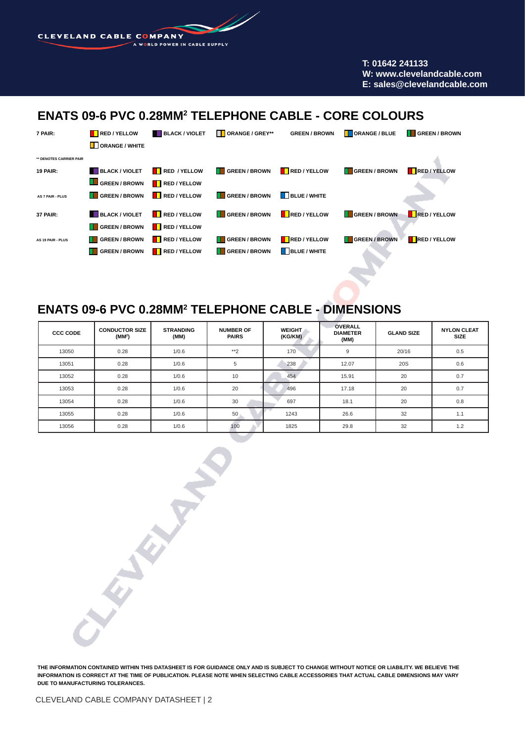## ENATS 09-6 PVC 0.28MM² TELEPHONE CABLE - CORE COLOURS

| | | | | | | |
|---|---|---|---|---|---|---|
| **7 PAIR:** | RED / YELLOW | BLACK / VIOLET | ORANGE / GREY** | GREEN / BROWN | ORANGE / BLUE | GREEN / BROWN |
| | ORANGE / WHITE | | | | | |
| ** DENOTES CARRIER PAIR | | | | | | |
| **19 PAIR:** | BLACK / VIOLET | RED / YELLOW | GREEN / BROWN | RED / YELLOW | GREEN / BROWN | RED / YELLOW |
| | GREEN / BROWN | RED / YELLOW | | | | |
| AS 7 PAIR - PLUS | GREEN / BROWN | RED / YELLOW | GREEN / BROWN | BLUE / WHITE | | |
| **37 PAIR:** | BLACK / VIOLET | RED / YELLOW | GREEN / BROWN | RED / YELLOW | GREEN / BROWN | RED / YELLOW |
| | GREEN / BROWN | RED / YELLOW | | | | |
| AS 19 PAIR - PLUS | GREEN / BROWN | RED / YELLOW | GREEN / BROWN | RED / YELLOW | GREEN / BROWN | RED / YELLOW |
| | GREEN / BROWN | RED / YELLOW | GREEN / BROWN | BLUE / WHITE | | |

## ENATS 09-6 PVC 0.28MM² TELEPHONE CABLE - DIMENSIONS

| CCC CODE | CONDUCTOR SIZE (MM²) | STRANDING (MM) | NUMBER OF PAIRS | WEIGHT (KG/KM) | OVERALL DIAMETER (MM) | GLAND SIZE | NYLON CLEAT SIZE |
|---|---|---|---|---|---|---|---|
| 13050 | 0.28 | 1/0.6 | **2 | 170 | 9 | 20/16 | 0.5 |
| 13051 | 0.28 | 1/0.6 | 5 | 238 | 12.07 | 20S | 0.6 |
| 13052 | 0.28 | 1/0.6 | 10 | 454 | 15.91 | 20 | 0.7 |
| 13053 | 0.28 | 1/0.6 | 20 | 496 | 17.18 | 20 | 0.7 |
| 13054 | 0.28 | 1/0.6 | 30 | 697 | 18.1 | 20 | 0.8 |
| 13055 | 0.28 | 1/0.6 | 50 | 1243 | 26.6 | 32 | 1.1 |
| 13056 | 0.28 | 1/0.6 | 100 | 1825 | 29.8 | 32 | 1.2 |

THE INFORMATION CONTAINED WITHIN THIS DATASHEET IS FOR GUIDANCE ONLY AND IS SUBJECT TO CHANGE WITHOUT NOTICE OR LIABILITY. WE BELIEVE THE INFORMATION IS CORRECT AT THE TIME OF PUBLICATION. PLEASE NOTE WHEN SELECTING CABLE ACCESSORIES THAT ACTUAL CABLE DIMENSIONS MAY VARY DUE TO MANUFACTURING TOLERANCES.